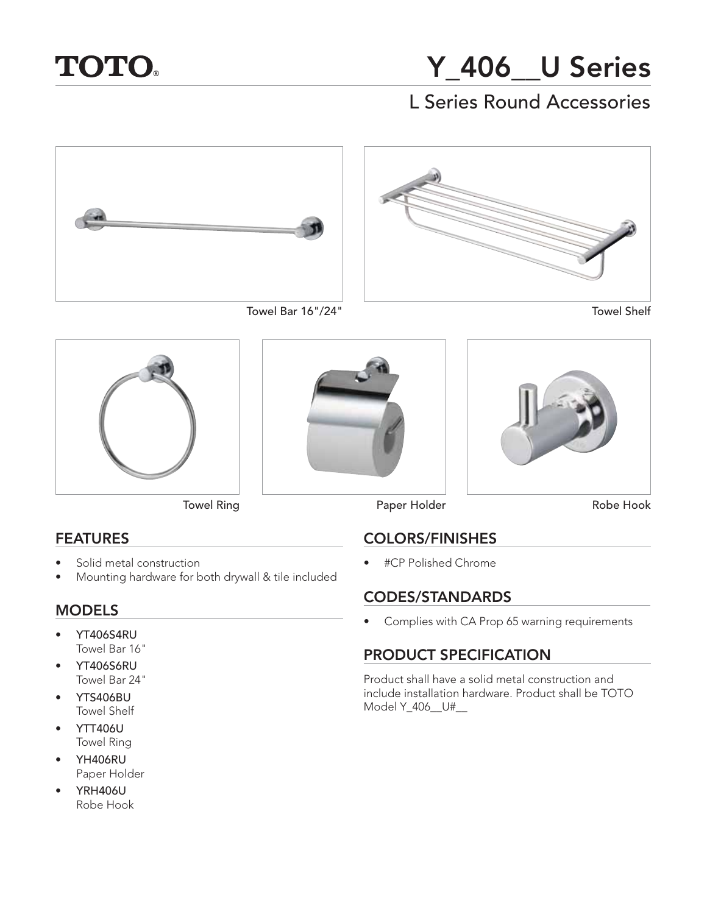TOTO®

# Y_406__U Series

## L Series Round Accessories

Towel Bar 16"/24"

Towel Shelf

Towel Ring

Paper Holder

Robe Hook

## FEATURES

- Solid metal construction
- Mounting hardware for both drywall & tile included

## MODELS

- YT406S4RU
  Towel Bar 16"
- YT406S6RU
  Towel Bar 24"
- YTS406BU
  Towel Shelf
- YTT406U
  Towel Ring
- YH406RU
  Paper Holder
- YRH406U
  Robe Hook

## COLORS/FINISHES

- #CP Polished Chrome

## CODES/STANDARDS

- Complies with CA Prop 65 warning requirements

## PRODUCT SPECIFICATION

Product shall have a solid metal construction and include installation hardware. Product shall be TOTO Model Y_406__U#__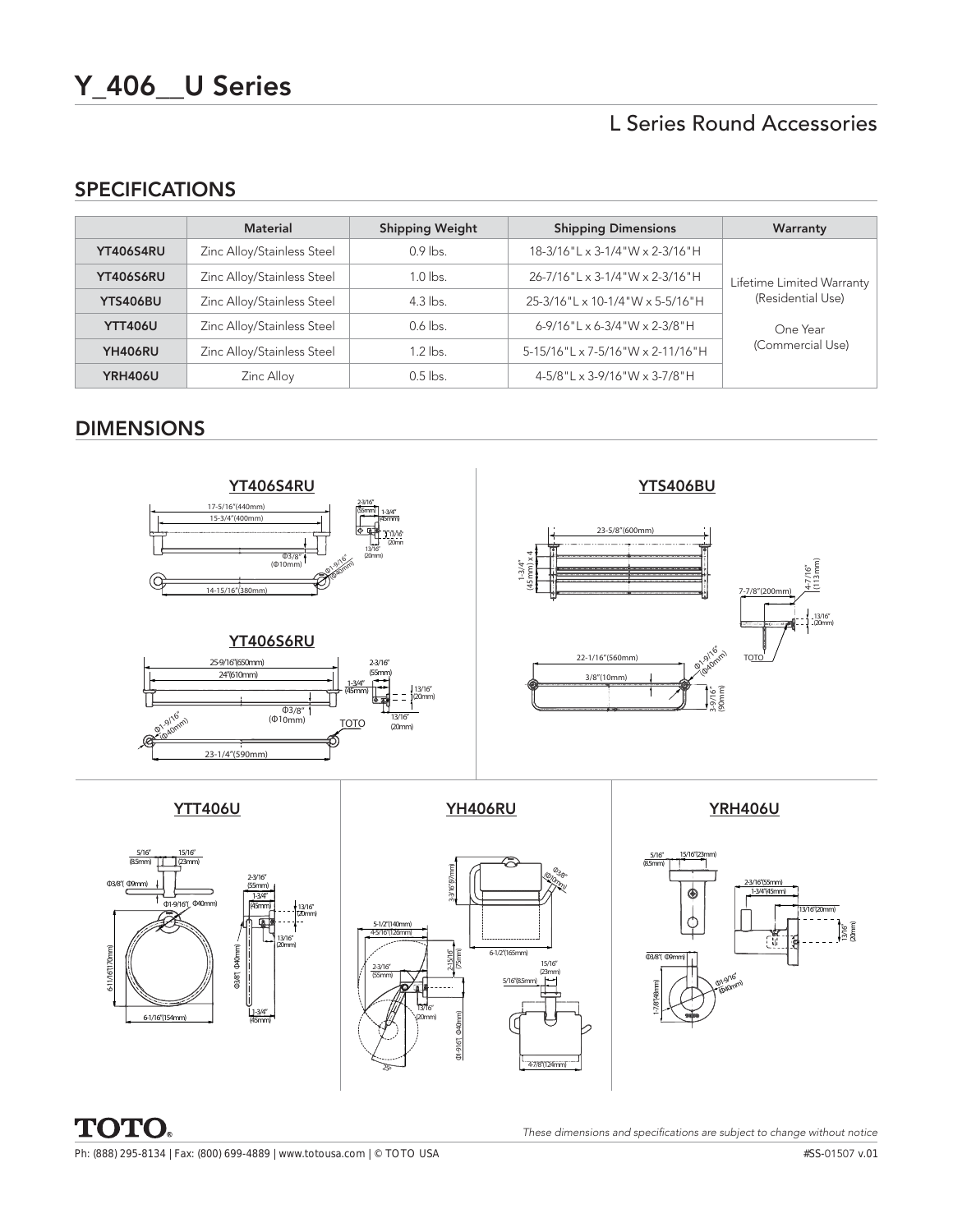# Y_406__U Series

## L Series Round Accessories

## SPECIFICATIONS

| | Material | Shipping Weight | Shipping Dimensions | Warranty |
|---|---|---|---|---|
| YT406S4RU | Zinc Alloy/Stainless Steel | 0.9 lbs. | 18-3/16"L x 3-1/4"W x 2-3/16"H | Lifetime Limited Warranty (Residential Use) One Year (Commercial Use) |
| YT406S6RU | Zinc Alloy/Stainless Steel | 1.0 lbs. | 26-7/16"L x 3-1/4"W x 2-3/16"H | |
| YTS406BU | Zinc Alloy/Stainless Steel | 4.3 lbs. | 25-3/16"L x 10-1/4"W x 5-5/16"H | |
| YTT406U | Zinc Alloy/Stainless Steel | 0.6 lbs. | 6-9/16"L x 6-3/4"W x 2-3/8"H | |
| YH406RU | Zinc Alloy/Stainless Steel | 1.2 lbs. | 5-15/16"L x 7-5/16"W x 2-11/16"H | |
| YRH406U | Zinc Alloy | 0.5 lbs. | 4-5/8"L x 3-9/16"W x 3-7/8"H | |

## DIMENSIONS

### YT406S4RU

17-5/16"(440mm)
15-3/4"(400mm)
2-3/16" (55mm)
1-3/4" (45mm)
13/16" (20mm)
Φ3/8" (Φ10mm)
Φ1-9/16" (Φ40mm)
14-15/16"(380mm)

### YT406S6RU

25-9/16"(650mm)
24"(610mm)
2-3/16" (55mm)
1-3/4" (45mm)
13/16" (20mm)
Φ3/8" (Φ10mm)
Φ1-9/16" (Φ40mm)
23-1/4"(590mm)

### YTS406BU

23-5/8"(600mm)
1-3/4" (45mm) x 4
4-7/16" (113mm)
7-7/8"(200mm)
13/16" (20mm)
22-1/16"(560mm)
3/8"(10mm)
Φ1-9/16" (Φ40mm)
3-9/16" (90mm)

### YTT406U

5/16" (8.5mm)
15/16" (23mm)
Φ3/8"( Φ9mm)
Φ1-9/16"( Φ40mm)
2-3/16" (55mm)
1-3/4" (45mm)
13/16" (20mm)
6-11/16"(170mm)
6-1/16"(154mm)
Φ3/8"( Φ40mm)
1-3/4" (45mm)

### YH406RU

3-13/16"(97mm)
Φ3/8" (Φ10mm)
5-1/2"(140mm)
4-5/16"(126mm)
2-15/16" (75mm)
2-3/16" (55mm)
13/16" (20mm)
Φ1-9/16"( Φ40mm)
6-1/2"(165mm)
15/16" (23mm)
5/16"(8.5mm)
4-7/8"(124mm)

### YRH406U

5/16" (8.5mm)
15/16"(23mm)
2-3/16"(55mm)
1-3/4"(45mm)
13/16"(20mm)
Φ3/8"( Φ9mm)
Φ1-9/16" (Φ40mm)
1-7/8"(48mm)

*These dimensions and specifications are subject to change without notice*

Ph: (888) 295-8134 | Fax: (800) 699-4889 | www.totousa.com | © TOTO USA

#SS-01507 v.01